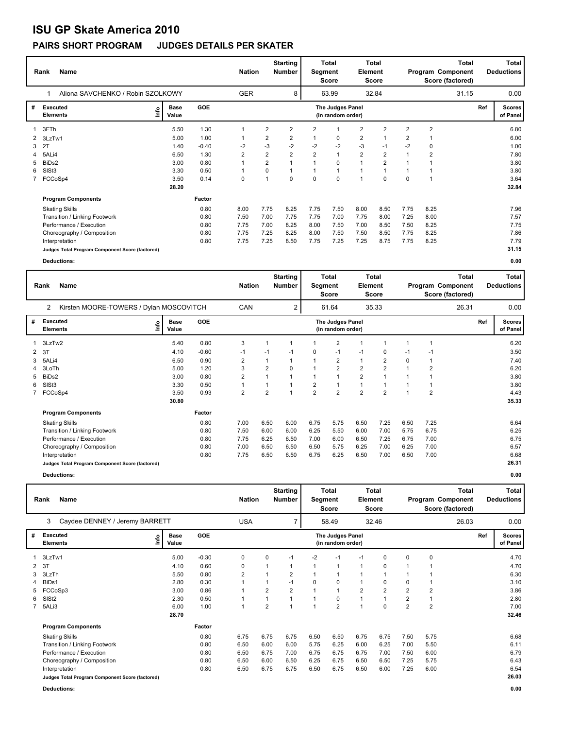# ISU GP Skate America 2010

## PAIRS SHORT PROGRAM JUDGES DETAILS PER SKATER

| Rank | Name | Nation | Starting Number | Total Segment Score | Total Element Score | Total Program Component Score (factored) | Total Deductions |
|---|---|---|---|---|---|---|---|
| 1 | Aliona SAVCHENKO / Robin SZOLKOWY | GER | 8 | 63.99 | 32.84 | 31.15 | 0.00 |

| # | Executed Elements | Info | Base Value | GOE | J1 | J2 | J3 | J4 | J5 | J6 | J7 | J8 | J9 | Ref | Scores of Panel |
|---|---|---|---|---|---|---|---|---|---|---|---|---|---|---|---|
| 1 | 3FTh | | 5.50 | 1.30 | 1 | 2 | 2 | 2 | 1 | 2 | 2 | 2 | 2 | | 6.80 |
| 2 | 3LzTw1 | | 5.00 | 1.00 | 1 | 2 | 2 | 1 | 0 | 2 | 1 | 2 | 1 | | 6.00 |
| 3 | 2T | | 1.40 | -0.40 | -2 | -3 | -2 | -2 | -2 | -3 | -1 | -2 | 0 | | 1.00 |
| 4 | 5ALi4 | | 6.50 | 1.30 | 2 | 2 | 2 | 2 | 1 | 2 | 2 | 1 | 2 | | 7.80 |
| 5 | BiDs2 | | 3.00 | 0.80 | 1 | 2 | 1 | 1 | 0 | 1 | 2 | 1 | 1 | | 3.80 |
| 6 | SlSt3 | | 3.30 | 0.50 | 1 | 0 | 1 | 1 | 1 | 1 | 1 | 1 | 1 | | 3.80 |
| 7 | FCCoSp4 | | 3.50 | 0.14 | 0 | 1 | 0 | 0 | 0 | 1 | 0 | 0 | 1 | | 3.64 |
| | | | 28.20 | | | | | | | | | | | | 32.84 |

| Program Components | Factor | J1 | J2 | J3 | J4 | J5 | J6 | J7 | J8 | J9 | Scores of Panel |
|---|---|---|---|---|---|---|---|---|---|---|---|
| Skating Skills | 0.80 | 8.00 | 7.75 | 8.25 | 7.75 | 7.50 | 8.00 | 8.50 | 7.75 | 8.25 | 7.96 |
| Transition / Linking Footwork | 0.80 | 7.50 | 7.00 | 7.75 | 7.75 | 7.00 | 7.75 | 8.00 | 7.25 | 8.00 | 7.57 |
| Performance / Execution | 0.80 | 7.75 | 7.00 | 8.25 | 8.00 | 7.50 | 7.00 | 8.50 | 7.50 | 8.25 | 7.75 |
| Choreography / Composition | 0.80 | 7.75 | 7.25 | 8.25 | 8.00 | 7.50 | 7.50 | 8.50 | 7.75 | 8.25 | 7.86 |
| Interpretation | 0.80 | 7.75 | 7.25 | 8.50 | 7.75 | 7.25 | 7.25 | 8.75 | 7.75 | 8.25 | 7.79 |
| Judges Total Program Component Score (factored) | | | | | | | | | | | 31.15 |

**Deductions:** 0.00

| Rank | Name | Nation | Starting Number | Total Segment Score | Total Element Score | Total Program Component Score (factored) | Total Deductions |
|---|---|---|---|---|---|---|---|
| 2 | Kirsten MOORE-TOWERS / Dylan MOSCOVITCH | CAN | 2 | 61.64 | 35.33 | 26.31 | 0.00 |

| # | Executed Elements | Info | Base Value | GOE | J1 | J2 | J3 | J4 | J5 | J6 | J7 | J8 | J9 | Ref | Scores of Panel |
|---|---|---|---|---|---|---|---|---|---|---|---|---|---|---|---|
| 1 | 3LzTw2 | | 5.40 | 0.80 | 3 | 1 | 1 | 1 | 2 | 1 | 1 | 1 | 1 | | 6.20 |
| 2 | 3T | | 4.10 | -0.60 | -1 | -1 | -1 | 0 | -1 | -1 | 0 | -1 | -1 | | 3.50 |
| 3 | 5ALi4 | | 6.50 | 0.90 | 2 | 1 | 1 | 1 | 2 | 1 | 2 | 0 | 1 | | 7.40 |
| 4 | 3LoTh | | 5.00 | 1.20 | 3 | 2 | 0 | 1 | 2 | 2 | 2 | 1 | 2 | | 6.20 |
| 5 | BiDs2 | | 3.00 | 0.80 | 2 | 1 | 1 | 1 | 1 | 2 | 1 | 1 | 1 | | 3.80 |
| 6 | SlSt3 | | 3.30 | 0.50 | 1 | 1 | 1 | 2 | 1 | 1 | 1 | 1 | 1 | | 3.80 |
| 7 | FCCoSp4 | | 3.50 | 0.93 | 2 | 2 | 1 | 2 | 2 | 2 | 2 | 1 | 2 | | 4.43 |
| | | | 30.80 | | | | | | | | | | | | 35.33 |

| Program Components | Factor | J1 | J2 | J3 | J4 | J5 | J6 | J7 | J8 | J9 | Scores of Panel |
|---|---|---|---|---|---|---|---|---|---|---|---|
| Skating Skills | 0.80 | 7.00 | 6.50 | 6.00 | 6.75 | 5.75 | 6.50 | 7.25 | 6.50 | 7.25 | 6.64 |
| Transition / Linking Footwork | 0.80 | 7.50 | 6.00 | 6.00 | 6.25 | 5.50 | 6.00 | 7.00 | 5.75 | 6.75 | 6.25 |
| Performance / Execution | 0.80 | 7.75 | 6.25 | 6.50 | 7.00 | 6.00 | 6.50 | 7.25 | 6.75 | 7.00 | 6.75 |
| Choreography / Composition | 0.80 | 7.00 | 6.50 | 6.50 | 6.50 | 5.75 | 6.25 | 7.00 | 6.25 | 7.00 | 6.57 |
| Interpretation | 0.80 | 7.75 | 6.50 | 6.50 | 6.75 | 6.25 | 6.50 | 7.00 | 6.50 | 7.00 | 6.68 |
| Judges Total Program Component Score (factored) | | | | | | | | | | | 26.31 |

**Deductions:** 0.00

| Rank | Name | Nation | Starting Number | Total Segment Score | Total Element Score | Total Program Component Score (factored) | Total Deductions |
|---|---|---|---|---|---|---|---|
| 3 | Caydee DENNEY / Jeremy BARRETT | USA | 7 | 58.49 | 32.46 | 26.03 | 0.00 |

| # | Executed Elements | Info | Base Value | GOE | J1 | J2 | J3 | J4 | J5 | J6 | J7 | J8 | J9 | Ref | Scores of Panel |
|---|---|---|---|---|---|---|---|---|---|---|---|---|---|---|---|
| 1 | 3LzTw1 | | 5.00 | -0.30 | 0 | 0 | -1 | -2 | -1 | -1 | 0 | 0 | 0 | | 4.70 |
| 2 | 3T | | 4.10 | 0.60 | 0 | 1 | 1 | 1 | 1 | 1 | 0 | 1 | 1 | | 4.70 |
| 3 | 3LzTh | | 5.50 | 0.80 | 2 | 1 | 2 | 1 | 1 | 1 | 1 | 1 | 1 | | 6.30 |
| 4 | BiDs1 | | 2.80 | 0.30 | 1 | 1 | -1 | 0 | 0 | 1 | 0 | 0 | 1 | | 3.10 |
| 5 | FCCoSp3 | | 3.00 | 0.86 | 1 | 2 | 2 | 1 | 1 | 2 | 2 | 2 | 2 | | 3.86 |
| 6 | SlSt2 | | 2.30 | 0.50 | 1 | 1 | 1 | 1 | 0 | 1 | 1 | 2 | 1 | | 2.80 |
| 7 | 5ALi3 | | 6.00 | 1.00 | 1 | 2 | 1 | 1 | 2 | 1 | 0 | 2 | 2 | | 7.00 |
| | | | 28.70 | | | | | | | | | | | | 32.46 |

| Program Components | Factor | J1 | J2 | J3 | J4 | J5 | J6 | J7 | J8 | J9 | Scores of Panel |
|---|---|---|---|---|---|---|---|---|---|---|---|
| Skating Skills | 0.80 | 6.75 | 6.75 | 6.75 | 6.50 | 6.50 | 6.75 | 6.75 | 7.50 | 5.75 | 6.68 |
| Transition / Linking Footwork | 0.80 | 6.50 | 6.00 | 6.00 | 5.75 | 6.25 | 6.00 | 6.25 | 7.00 | 5.50 | 6.11 |
| Performance / Execution | 0.80 | 6.50 | 6.75 | 7.00 | 6.75 | 6.75 | 6.75 | 7.00 | 7.50 | 6.00 | 6.79 |
| Choreography / Composition | 0.80 | 6.50 | 6.00 | 6.50 | 6.25 | 6.75 | 6.50 | 6.50 | 7.25 | 5.75 | 6.43 |
| Interpretation | 0.80 | 6.50 | 6.75 | 6.75 | 6.50 | 6.75 | 6.50 | 6.00 | 7.25 | 6.00 | 6.54 |
| Judges Total Program Component Score (factored) | | | | | | | | | | | 26.03 |

**Deductions:** 0.00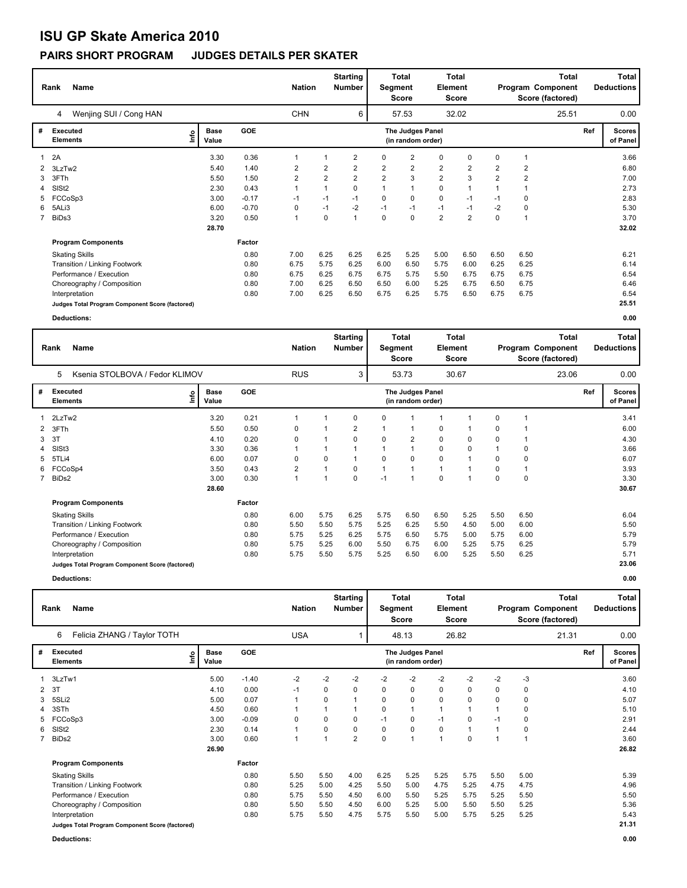# ISU GP Skate America 2010

## PAIRS SHORT PROGRAM JUDGES DETAILS PER SKATER

| Rank | Name | Nation | Starting Number | Total Segment Score | Total Element Score | Total Program Component Score (factored) | Total Deductions |
|---|---|---|---|---|---|---|---|
| 4 | Wenjing SUI / Cong HAN | CHN | 6 | 57.53 | 32.02 | 25.51 | 0.00 |

| # | Executed Elements | Info | Base Value | GOE | J1 | J2 | J3 | J4 | J5 | J6 | J7 | J8 | J9 | Ref | Scores of Panel |
|---|---|---|---|---|---|---|---|---|---|---|---|---|---|---|---|
| 1 | 2A | | 3.30 | 0.36 | 1 | 1 | 2 | 0 | 2 | 0 | 0 | 0 | 1 | | 3.66 |
| 2 | 3LzTw2 | | 5.40 | 1.40 | 2 | 2 | 2 | 2 | 2 | 2 | 2 | 2 | 2 | | 6.80 |
| 3 | 3FTh | | 5.50 | 1.50 | 2 | 2 | 2 | 2 | 3 | 2 | 3 | 2 | 2 | | 7.00 |
| 4 | SlSt2 | | 2.30 | 0.43 | 1 | 1 | 0 | 1 | 1 | 0 | 1 | 1 | 1 | | 2.73 |
| 5 | FCCoSp3 | | 3.00 | -0.17 | -1 | -1 | -1 | 0 | 0 | 0 | -1 | -1 | 0 | | 2.83 |
| 6 | 5ALi3 | | 6.00 | -0.70 | 0 | -1 | -2 | -1 | -1 | -1 | -1 | -2 | 0 | | 5.30 |
| 7 | BiDs3 | | 3.20 | 0.50 | 1 | 0 | 1 | 0 | 0 | 2 | 2 | 0 | 1 | | 3.70 |
| | | | 28.70 | | | | | | | | | | | | 32.02 |

| Program Components | Factor | J1 | J2 | J3 | J4 | J5 | J6 | J7 | J8 | J9 | Scores of Panel |
|---|---|---|---|---|---|---|---|---|---|---|---|
| Skating Skills | 0.80 | 7.00 | 6.25 | 6.25 | 6.25 | 5.25 | 5.00 | 6.50 | 6.50 | 6.50 | 6.21 |
| Transition / Linking Footwork | 0.80 | 6.75 | 5.75 | 6.25 | 6.00 | 6.50 | 5.75 | 6.00 | 6.25 | 6.25 | 6.14 |
| Performance / Execution | 0.80 | 6.75 | 6.25 | 6.75 | 6.75 | 5.75 | 5.50 | 6.75 | 6.75 | 6.75 | 6.54 |
| Choreography / Composition | 0.80 | 7.00 | 6.25 | 6.50 | 6.50 | 6.00 | 5.25 | 6.75 | 6.50 | 6.75 | 6.46 |
| Interpretation | 0.80 | 7.00 | 6.25 | 6.50 | 6.75 | 6.25 | 5.75 | 6.50 | 6.75 | 6.75 | 6.54 |
| Judges Total Program Component Score (factored) | | | | | | | | | | | 25.51 |

**Deductions:** 0.00

| Rank | Name | Nation | Starting Number | Total Segment Score | Total Element Score | Total Program Component Score (factored) | Total Deductions |
|---|---|---|---|---|---|---|---|
| 5 | Ksenia STOLBOVA / Fedor KLIMOV | RUS | 3 | 53.73 | 30.67 | 23.06 | 0.00 |

| # | Executed Elements | Info | Base Value | GOE | J1 | J2 | J3 | J4 | J5 | J6 | J7 | J8 | J9 | Ref | Scores of Panel |
|---|---|---|---|---|---|---|---|---|---|---|---|---|---|---|---|
| 1 | 2LzTw2 | | 3.20 | 0.21 | 1 | 1 | 0 | 0 | 1 | 1 | 1 | 0 | 1 | | 3.41 |
| 2 | 3FTh | | 5.50 | 0.50 | 0 | 1 | 2 | 1 | 1 | 0 | 1 | 0 | 1 | | 6.00 |
| 3 | 3T | | 4.10 | 0.20 | 0 | 1 | 0 | 0 | 2 | 0 | 0 | 0 | 1 | | 4.30 |
| 4 | SlSt3 | | 3.30 | 0.36 | 1 | 1 | 1 | 1 | 1 | 0 | 0 | 1 | 0 | | 3.66 |
| 5 | 5TLi4 | | 6.00 | 0.07 | 0 | 0 | 1 | 0 | 0 | 0 | 1 | 0 | 0 | | 6.07 |
| 6 | FCCoSp4 | | 3.50 | 0.43 | 2 | 1 | 0 | 1 | 1 | 1 | 1 | 0 | 1 | | 3.93 |
| 7 | BiDs2 | | 3.00 | 0.30 | 1 | 1 | 0 | -1 | 1 | 0 | 1 | 0 | 0 | | 3.30 |
| | | | 28.60 | | | | | | | | | | | | 30.67 |

| Program Components | Factor | J1 | J2 | J3 | J4 | J5 | J6 | J7 | J8 | J9 | Scores of Panel |
|---|---|---|---|---|---|---|---|---|---|---|---|
| Skating Skills | 0.80 | 6.00 | 5.75 | 6.25 | 5.75 | 6.50 | 6.50 | 5.25 | 5.50 | 6.50 | 6.04 |
| Transition / Linking Footwork | 0.80 | 5.50 | 5.50 | 5.75 | 5.25 | 6.25 | 5.50 | 4.50 | 5.00 | 6.00 | 5.50 |
| Performance / Execution | 0.80 | 5.75 | 5.25 | 6.25 | 5.75 | 6.50 | 5.75 | 5.00 | 5.75 | 6.00 | 5.79 |
| Choreography / Composition | 0.80 | 5.75 | 5.25 | 6.00 | 5.50 | 6.75 | 6.00 | 5.25 | 5.75 | 6.25 | 5.79 |
| Interpretation | 0.80 | 5.75 | 5.50 | 5.75 | 5.25 | 6.50 | 6.00 | 5.25 | 5.50 | 6.25 | 5.71 |
| Judges Total Program Component Score (factored) | | | | | | | | | | | 23.06 |

**Deductions:** 0.00

| Rank | Name | Nation | Starting Number | Total Segment Score | Total Element Score | Total Program Component Score (factored) | Total Deductions |
|---|---|---|---|---|---|---|---|
| 6 | Felicia ZHANG / Taylor TOTH | USA | 1 | 48.13 | 26.82 | 21.31 | 0.00 |

| # | Executed Elements | Info | Base Value | GOE | J1 | J2 | J3 | J4 | J5 | J6 | J7 | J8 | J9 | Ref | Scores of Panel |
|---|---|---|---|---|---|---|---|---|---|---|---|---|---|---|---|
| 1 | 3LzTw1 | | 5.00 | -1.40 | -2 | -2 | -2 | -2 | -2 | -2 | -2 | -2 | -3 | | 3.60 |
| 2 | 3T | | 4.10 | 0.00 | -1 | 0 | 0 | 0 | 0 | 0 | 0 | 0 | 0 | | 4.10 |
| 3 | 5SLi2 | | 5.00 | 0.07 | 1 | 0 | 1 | 0 | 0 | 0 | 0 | 0 | 0 | | 5.07 |
| 4 | 3STh | | 4.50 | 0.60 | 1 | 1 | 1 | 0 | 1 | 1 | 1 | 1 | 0 | | 5.10 |
| 5 | FCCoSp3 | | 3.00 | -0.09 | 0 | 0 | 0 | -1 | 0 | -1 | 0 | -1 | 0 | | 2.91 |
| 6 | SlSt2 | | 2.30 | 0.14 | 1 | 0 | 0 | 0 | 0 | 0 | 1 | 1 | 0 | | 2.44 |
| 7 | BiDs2 | | 3.00 | 0.60 | 1 | 1 | 2 | 0 | 1 | 1 | 0 | 1 | 1 | | 3.60 |
| | | | 26.90 | | | | | | | | | | | | 26.82 |

| Program Components | Factor | J1 | J2 | J3 | J4 | J5 | J6 | J7 | J8 | J9 | Scores of Panel |
|---|---|---|---|---|---|---|---|---|---|---|---|
| Skating Skills | 0.80 | 5.50 | 5.50 | 4.00 | 6.25 | 5.25 | 5.25 | 5.75 | 5.50 | 5.00 | 5.39 |
| Transition / Linking Footwork | 0.80 | 5.25 | 5.00 | 4.25 | 5.50 | 5.00 | 4.75 | 5.25 | 4.75 | 4.75 | 4.96 |
| Performance / Execution | 0.80 | 5.75 | 5.50 | 4.50 | 6.00 | 5.50 | 5.25 | 5.75 | 5.25 | 5.50 | 5.50 |
| Choreography / Composition | 0.80 | 5.50 | 5.50 | 4.50 | 6.00 | 5.25 | 5.00 | 5.50 | 5.50 | 5.25 | 5.36 |
| Interpretation | 0.80 | 5.75 | 5.50 | 4.75 | 5.75 | 5.50 | 5.00 | 5.75 | 5.25 | 5.25 | 5.43 |
| Judges Total Program Component Score (factored) | | | | | | | | | | | 21.31 |

**Deductions:** 0.00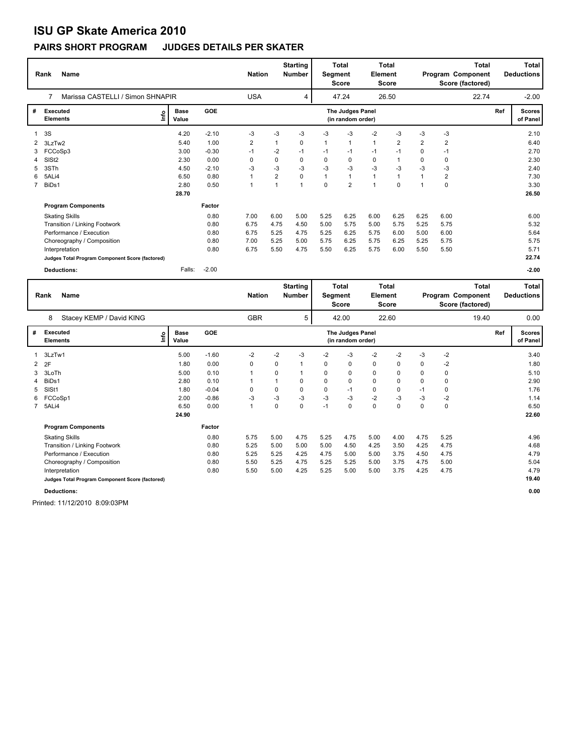# ISU GP Skate America 2010

## PAIRS SHORT PROGRAM JUDGES DETAILS PER SKATER

| Rank | Name | Nation | Starting Number | Total Segment Score | Total Element Score | Total Program Component Score (factored) | Total Deductions |
|---|---|---|---|---|---|---|---|
| 7 | Marissa CASTELLI / Simon SHNAPIR | USA | 4 | 47.24 | 26.50 | 22.74 | -2.00 |

| # | Executed Elements | Info | Base Value | GOE | J1 | J2 | J3 | J4 | J5 | J6 | J7 | J8 | J9 | Ref | Scores of Panel |
|---|---|---|---|---|---|---|---|---|---|---|---|---|---|---|---|
| 1 | 3S | | 4.20 | -2.10 | -3 | -3 | -3 | -3 | -3 | -2 | -3 | -3 | -3 | | 2.10 |
| 2 | 3LzTw2 | | 5.40 | 1.00 | 2 | 1 | 0 | 1 | 1 | 1 | 2 | 2 | 2 | | 6.40 |
| 3 | FCCoSp3 | | 3.00 | -0.30 | -1 | -2 | -1 | -1 | -1 | -1 | -1 | 0 | -1 | | 2.70 |
| 4 | SlSt2 | | 2.30 | 0.00 | 0 | 0 | 0 | 0 | 0 | 0 | 1 | 0 | 0 | | 2.30 |
| 5 | 3STh | | 4.50 | -2.10 | -3 | -3 | -3 | -3 | -3 | -3 | -3 | -3 | -3 | | 2.40 |
| 6 | 5ALi4 | | 6.50 | 0.80 | 1 | 2 | 0 | 1 | 1 | 1 | 1 | 1 | 2 | | 7.30 |
| 7 | BiDs1 | | 2.80 | 0.50 | 1 | 1 | 1 | 0 | 2 | 1 | 0 | 1 | 0 | | 3.30 |
| | | | 28.70 | | | | | | | | | | | | 26.50 |

| Program Components | Factor | J1 | J2 | J3 | J4 | J5 | J6 | J7 | J8 | J9 | Scores of Panel |
|---|---|---|---|---|---|---|---|---|---|---|---|
| Skating Skills | 0.80 | 7.00 | 6.00 | 5.00 | 5.25 | 6.25 | 6.00 | 6.25 | 6.25 | 6.00 | 6.00 |
| Transition / Linking Footwork | 0.80 | 6.75 | 4.75 | 4.50 | 5.00 | 5.75 | 5.00 | 5.75 | 5.25 | 5.75 | 5.32 |
| Performance / Execution | 0.80 | 6.75 | 5.25 | 4.75 | 5.25 | 6.25 | 5.75 | 6.00 | 5.00 | 6.00 | 5.64 |
| Choreography / Composition | 0.80 | 7.00 | 5.25 | 5.00 | 5.75 | 6.25 | 5.75 | 6.25 | 5.25 | 5.75 | 5.75 |
| Interpretation | 0.80 | 6.75 | 5.50 | 4.75 | 5.50 | 6.25 | 5.75 | 6.00 | 5.50 | 5.50 | 5.71 |
| Judges Total Program Component Score (factored) | | | | | | | | | | | 22.74 |
| Deductions: | Falls: -2.00 | | | | | | | | | | -2.00 |

| Rank | Name | Nation | Starting Number | Total Segment Score | Total Element Score | Total Program Component Score (factored) | Total Deductions |
|---|---|---|---|---|---|---|---|
| 8 | Stacey KEMP / David KING | GBR | 5 | 42.00 | 22.60 | 19.40 | 0.00 |

| # | Executed Elements | Info | Base Value | GOE | J1 | J2 | J3 | J4 | J5 | J6 | J7 | J8 | J9 | Ref | Scores of Panel |
|---|---|---|---|---|---|---|---|---|---|---|---|---|---|---|---|
| 1 | 3LzTw1 | | 5.00 | -1.60 | -2 | -2 | -3 | -2 | -3 | -2 | -2 | -3 | -2 | | 3.40 |
| 2 | 2F | | 1.80 | 0.00 | 0 | 0 | 1 | 0 | 0 | 0 | 0 | 0 | -2 | | 1.80 |
| 3 | 3LoTh | | 5.00 | 0.10 | 1 | 0 | 1 | 0 | 0 | 0 | 0 | 0 | 0 | | 5.10 |
| 4 | BiDs1 | | 2.80 | 0.10 | 1 | 1 | 0 | 0 | 0 | 0 | 0 | 0 | 0 | | 2.90 |
| 5 | SlSt1 | | 1.80 | -0.04 | 0 | 0 | 0 | 0 | -1 | 0 | 0 | -1 | 0 | | 1.76 |
| 6 | FCCoSp1 | | 2.00 | -0.86 | -3 | -3 | -3 | -3 | -3 | -2 | -3 | -3 | -2 | | 1.14 |
| 7 | 5ALi4 | | 6.50 | 0.00 | 1 | 0 | 0 | -1 | 0 | 0 | 0 | 0 | 0 | | 6.50 |
| | | | 24.90 | | | | | | | | | | | | 22.60 |

| Program Components | Factor | J1 | J2 | J3 | J4 | J5 | J6 | J7 | J8 | J9 | Scores of Panel |
|---|---|---|---|---|---|---|---|---|---|---|---|
| Skating Skills | 0.80 | 5.75 | 5.00 | 4.75 | 5.25 | 4.75 | 5.00 | 4.00 | 4.75 | 5.25 | 4.96 |
| Transition / Linking Footwork | 0.80 | 5.25 | 5.00 | 5.00 | 5.00 | 4.50 | 4.25 | 3.50 | 4.25 | 4.75 | 4.68 |
| Performance / Execution | 0.80 | 5.25 | 5.25 | 4.25 | 4.75 | 5.00 | 5.00 | 3.75 | 4.50 | 4.75 | 4.79 |
| Choreography / Composition | 0.80 | 5.50 | 5.25 | 4.75 | 5.25 | 5.25 | 5.00 | 3.75 | 4.75 | 5.00 | 5.04 |
| Interpretation | 0.80 | 5.50 | 5.00 | 4.25 | 5.25 | 5.00 | 5.00 | 3.75 | 4.25 | 4.75 | 4.79 |
| Judges Total Program Component Score (factored) | | | | | | | | | | | 19.40 |
| Deductions: | | | | | | | | | | | 0.00 |

Printed: 11/12/2010 8:09:03PM